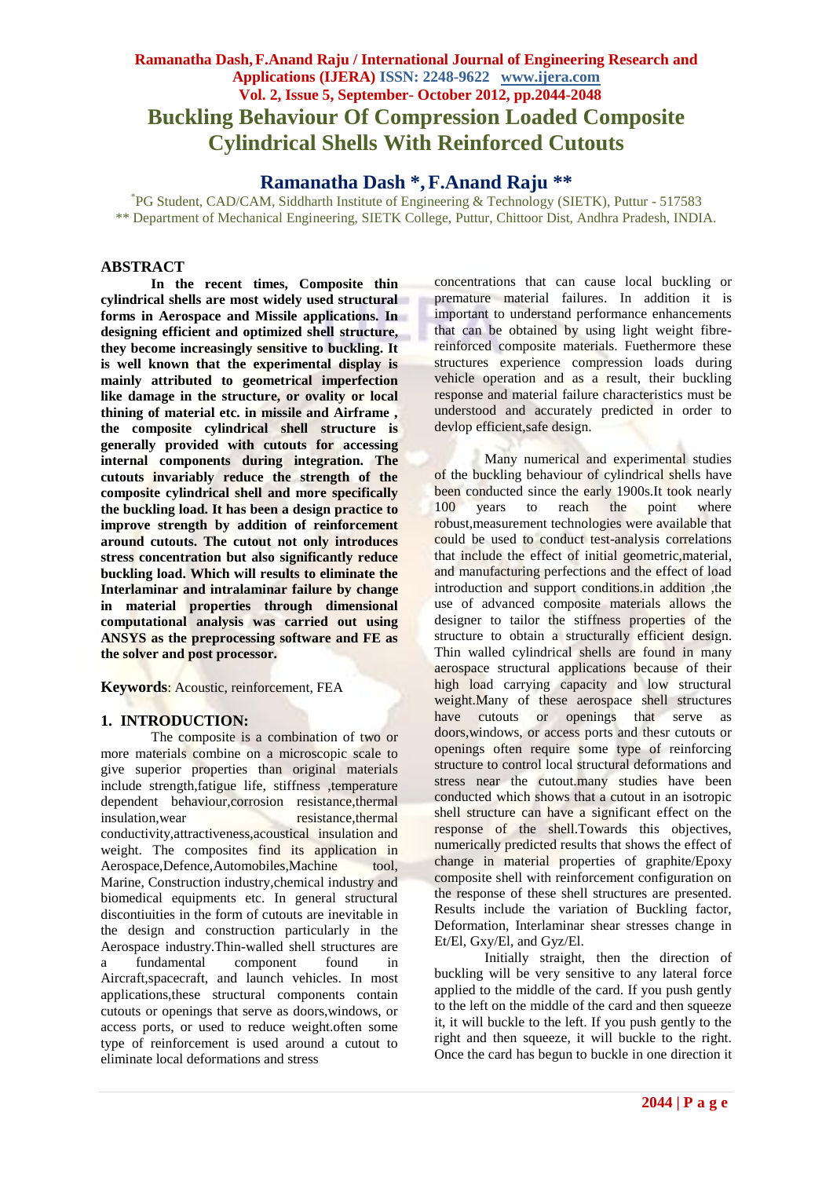# Buckling Behaviour Of Compression Loaded Composite Cylindrical Shells With Reinforced Cutouts

## Ramanatha Dash *, F.Anand Raju **

*PG Student, CAD/CAM, Siddharth Institute of Engineering & Technology (SIETK), Puttur - 517583
** Department of Mechanical Engineering, SIETK College, Puttur, Chittoor Dist, Andhra Pradesh, INDIA.

## ABSTRACT

**In the recent times, Composite thin cylindrical shells are most widely used structural forms in Aerospace and Missile applications. In designing efficient and optimized shell structure, they become increasingly sensitive to buckling. It is well known that the experimental display is mainly attributed to geometrical imperfection like damage in the structure, or ovality or local thining of material etc. in missile and Airframe , the composite cylindrical shell structure is generally provided with cutouts for accessing internal components during integration. The cutouts invariably reduce the strength of the composite cylindrical shell and more specifically the buckling load. It has been a design practice to improve strength by addition of reinforcement around cutouts. The cutout not only introduces stress concentration but also significantly reduce buckling load. Which will results to eliminate the Interlaminar and intralaminar failure by change in material properties through dimensional computational analysis was carried out using ANSYS as the preprocessing software and FE as the solver and post processor.**

**Keywords**: Acoustic, reinforcement, FEA

## 1. INTRODUCTION:

The composite is a combination of two or more materials combine on a microscopic scale to give superior properties than original materials include strength,fatigue life, stiffness ,temperature dependent behaviour,corrosion resistance,thermal insulation,wear resistance,thermal conductivity,attractiveness,acoustical insulation and weight. The composites find its application in Aerospace,Defence,Automobiles,Machine tool, Marine, Construction industry,chemical industry and biomedical equipments etc. In general structural discontiuities in the form of cutouts are inevitable in the design and construction particularly in the Aerospace industry.Thin-walled shell structures are a fundamental component found in Aircraft,spacecraft, and launch vehicles. In most applications,these structural components contain cutouts or openings that serve as doors,windows, or access ports, or used to reduce weight.often some type of reinforcement is used around a cutout to eliminate local deformations and stress concentrations that can cause local buckling or premature material failures. In addition it is important to understand performance enhancements that can be obtained by using light weight fibre-reinforced composite materials. Fuethermore these structures experience compression loads during vehicle operation and as a result, their buckling response and material failure characteristics must be understood and accurately predicted in order to devlop efficient,safe design.

Many numerical and experimental studies of the buckling behaviour of cylindrical shells have been conducted since the early 1900s.It took nearly 100 years to reach the point where robust,measurement technologies were available that could be used to conduct test-analysis correlations that include the effect of initial geometric,material, and manufacturing perfections and the effect of load introduction and support conditions.in addition ,the use of advanced composite materials allows the designer to tailor the stiffness properties of the structure to obtain a structurally efficient design. Thin walled cylindrical shells are found in many aerospace structural applications because of their high load carrying capacity and low structural weight.Many of these aerospace shell structures have cutouts or openings that serve as doors,windows, or access ports and thesr cutouts or openings often require some type of reinforcing structure to control local structural deformations and stress near the cutout.many studies have been conducted which shows that a cutout in an isotropic shell structure can have a significant effect on the response of the shell.Towards this objectives, numerically predicted results that shows the effect of change in material properties of graphite/Epoxy composite shell with reinforcement configuration on the response of these shell structures are presented. Results include the variation of Buckling factor, Deformation, Interlaminar shear stresses change in Et/El, Gxy/El, and Gyz/El.

Initially straight, then the direction of buckling will be very sensitive to any lateral force applied to the middle of the card. If you push gently to the left on the middle of the card and then squeeze it, it will buckle to the left. If you push gently to the right and then squeeze, it will buckle to the right. Once the card has begun to buckle in one direction it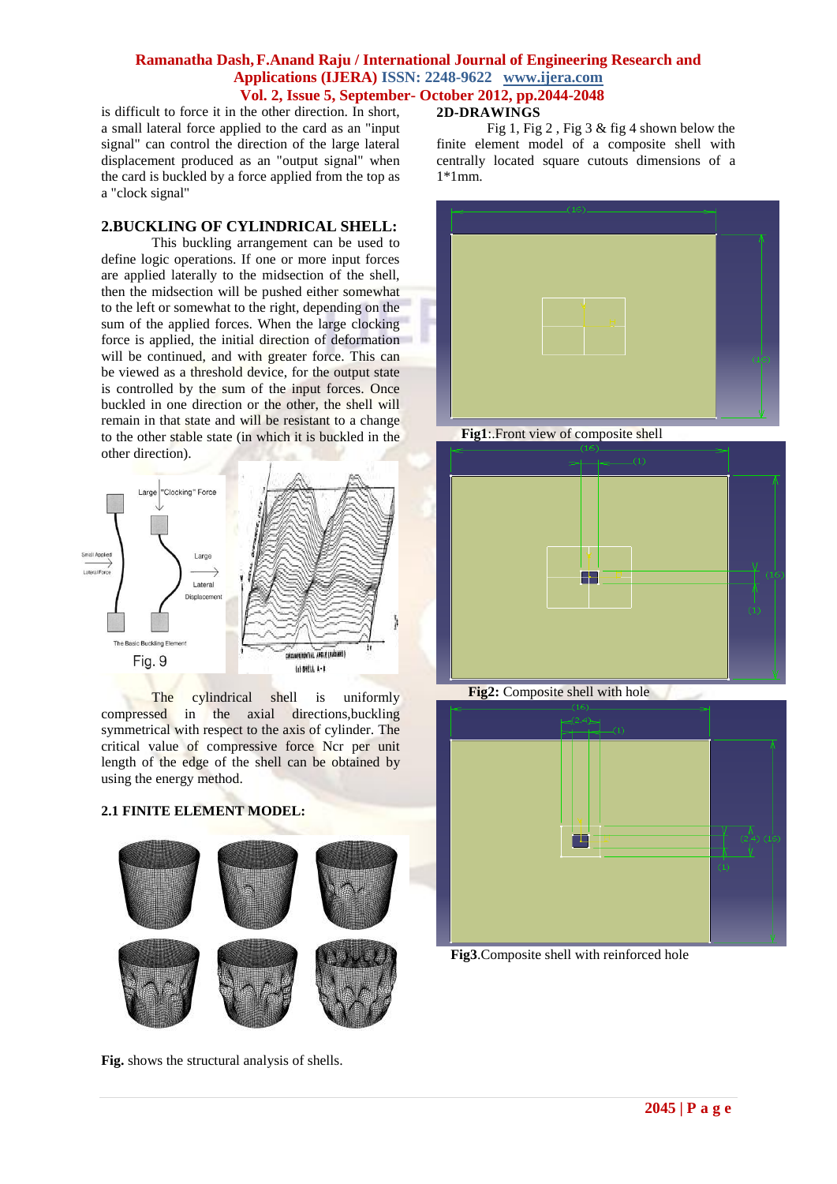is difficult to force it in the other direction. In short, a small lateral force applied to the card as an "input signal" can control the direction of the large lateral displacement produced as an "output signal" when the card is buckled by a force applied from the top as a "clock signal"

## 2.BUCKLING OF CYLINDRICAL SHELL:

This buckling arrangement can be used to define logic operations. If one or more input forces are applied laterally to the midsection of the shell, then the midsection will be pushed either somewhat to the left or somewhat to the right, depending on the sum of the applied forces. When the large clocking force is applied, the initial direction of deformation will be continued, and with greater force. This can be viewed as a threshold device, for the output state is controlled by the sum of the input forces. Once buckled in one direction or the other, the shell will remain in that state and will be resistant to a change to the other stable state (in which it is buckled in the other direction).

Fig. 9

The cylindrical shell is uniformly compressed in the axial directions,buckling symmetrical with respect to the axis of cylinder. The critical value of compressive force Ncr per unit length of the edge of the shell can be obtained by using the energy method.

### 2.1 FINITE ELEMENT MODEL:

**Fig.** shows the structural analysis of shells.

## 2D-DRAWINGS

Fig 1, Fig 2 , Fig 3 & fig 4 shown below the finite element model of a composite shell with centrally located square cutouts dimensions of a 1*1mm.

**Fig1**:.Front view of composite shell

**Fig2:** Composite shell with hole

**Fig3**.Composite shell with reinforced hole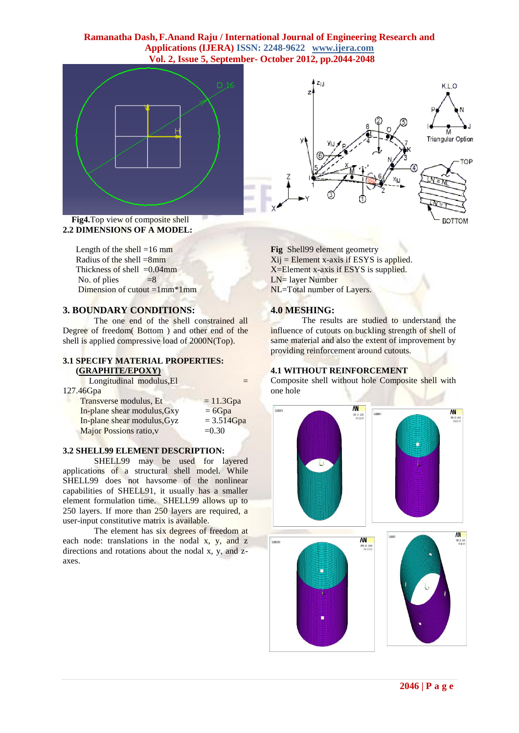**Fig4.**Top view of composite shell

### 2.2 DIMENSIONS OF A MODEL:

Length of the shell =16 mm
Radius of the shell =8mm
Thickness of shell =0.04mm
No. of plies =8
Dimension of cutout =1mm*1mm

## 3. BOUNDARY CONDITIONS:

The one end of the shell constrained all Degree of freedom( Bottom ) and other end of the shell is applied compressive load of 2000N(Top).

### 3.1 SPECIFY MATERIAL PROPERTIES: (GRAPHITE/EPOXY)

Longitudinal modulus,El = 127.46Gpa
Transverse modulus, Et = 11.3Gpa
In-plane shear modulus,Gxy = 6Gpa
In-plane shear modulus,Gyz = 3.514Gpa
Major Possions ratio,v =0.30

### 3.2 SHELL99 ELEMENT DESCRIPTION:

SHELL99 may be used for layered applications of a structural shell model. While SHELL99 does not havsome of the nonlinear capabilities of SHELL91, it usually has a smaller element formulation time. SHELL99 allows up to 250 layers. If more than 250 layers are required, a user-input constitutive matrix is available.

The element has six degrees of freedom at each node: translations in the nodal x, y, and z directions and rotations about the nodal x, y, and z-axes.

**Fig** Shell99 element geometry
Xij = Element x-axis if ESYS is applied.
X=Element x-axis if ESYS is supplied.
LN= layer Number
NL=Total number of Layers.

## 4.0 MESHING:

The results are studied to understand the influence of cutouts on buckling strength of shell of same material and also the extent of improvement by providing reinforcement around cutouts.

### 4.1 WITHOUT REINFORCEMENT

Composite shell without hole Composite shell with one hole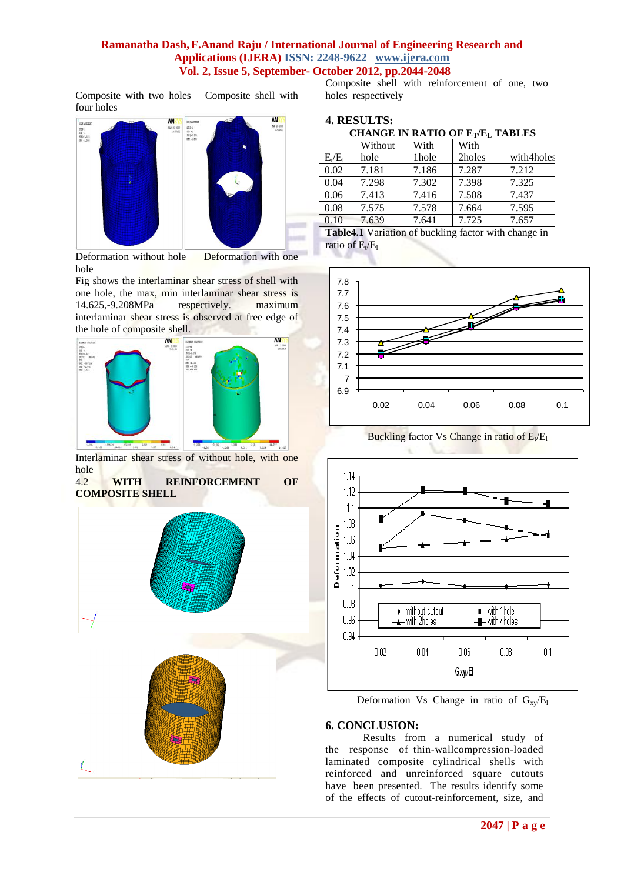Composite with two holes    Composite shell with four holes

Deformation without hole    Deformation with one hole

Fig shows the interlaminar shear stress of shell with one hole, the max, min interlaminar shear stress is 14.625,-9.208MPa respectively. maximum interlaminar shear stress is observed at free edge of the hole of composite shell.

Interlaminar shear stress of without hole, with one hole

4.2 **WITH REINFORCEMENT OF COMPOSITE SHELL**

Composite shell with reinforcement of one, two holes respectively

## 4. RESULTS:

**CHANGE IN RATIO OF $E_T/E_L$ TABLES**

| $E_t/E_l$ | Without hole | With 1hole | With 2holes | with4holes |
|---|---|---|---|---|
| 0.02 | 7.181 | 7.186 | 7.287 | 7.212 |
| 0.04 | 7.298 | 7.302 | 7.398 | 7.325 |
| 0.06 | 7.413 | 7.416 | 7.508 | 7.437 |
| 0.08 | 7.575 | 7.578 | 7.664 | 7.595 |
| 0.10 | 7.639 | 7.641 | 7.725 | 7.657 |

**Table4.1** Variation of buckling factor with change in ratio of $E_t/E_l$

Buckling factor Vs Change in ratio of $E_t/E_l$

Deformation Vs Change in ratio of $G_{xy}/E_l$

## 6. CONCLUSION:

Results from a numerical study of the response of thin-wallcompression-loaded laminated composite cylindrical shells with reinforced and unreinforced square cutouts have been presented. The results identify some of the effects of cutout-reinforcement, size, and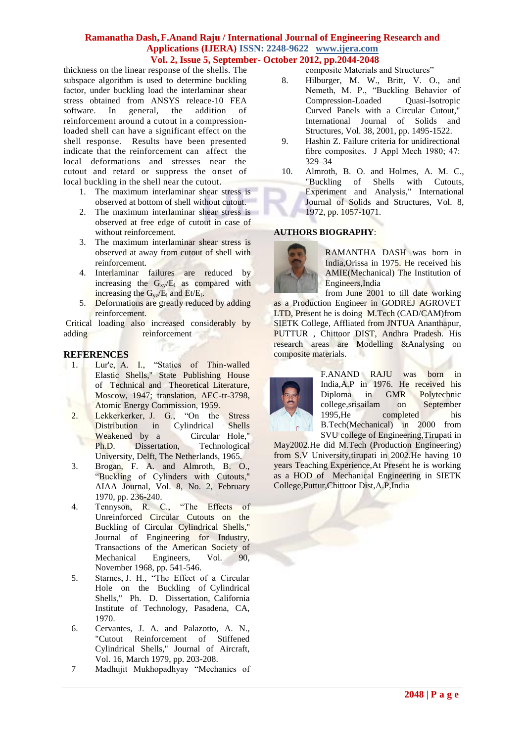thickness on the linear response of the shells. The subspace algorithm is used to determine buckling factor, under buckling load the interlaminar shear stress obtained from ANSYS releace-10 FEA software. In general, the addition of reinforcement around a cutout in a compression-loaded shell can have a significant effect on the shell response. Results have been presented indicate that the reinforcement can affect the local deformations and stresses near the cutout and retard or suppress the onset of local buckling in the shell near the cutout.

1. The maximum interlaminar shear stress is observed at bottom of shell without cutout.
2. The maximum interlaminar shear stress is observed at free edge of cutout in case of without reinforcement.
3. The maximum interlaminar shear stress is observed at away from cutout of shell with reinforcement.
4. Interlaminar failures are reduced by increasing the $G_{xy}/E_l$ as compared with increasing the $G_{yz}/E_l$ and $Et/E_l$.
5. Deformations are greatly reduced by adding reinforcement.

Critical loading also increased considerably by adding reinforcement

## REFERENCES

1. Lur'e, A. I., "Statics of Thin-walled Elastic Shells," State Publishing House of Technical and Theoretical Literature, Moscow, 1947; translation, AEC-tr-3798, Atomic Energy Commission, 1959.
2. Lekkerkerker, J. G., "On the Stress Distribution in Cylindrical Shells Weakened by a Circular Hole," Ph.D. Dissertation, Technological University, Delft, The Netherlands, 1965.
3. Brogan, F. A. and Almroth, B. O., "Buckling of Cylinders with Cutouts," AIAA Journal, Vol. 8, No. 2, February 1970, pp. 236-240.
4. Tennyson, R. C., "The Effects of Unreinforced Circular Cutouts on the Buckling of Circular Cylindrical Shells," Journal of Engineering for Industry, Transactions of the American Society of Mechanical Engineers, Vol. 90, November 1968, pp. 541-546.
5. Starnes, J. H., "The Effect of a Circular Hole on the Buckling of Cylindrical Shells," Ph. D. Dissertation, California Institute of Technology, Pasadena, CA, 1970.
6. Cervantes, J. A. and Palazotto, A. N., "Cutout Reinforcement of Stiffened Cylindrical Shells," Journal of Aircraft, Vol. 16, March 1979, pp. 203-208.
7. Madhujit Mukhopadhyay "Mechanics of composite Materials and Structures"
8. Hilburger, M. W., Britt, V. O., and Nemeth, M. P., "Buckling Behavior of Compression-Loaded Quasi-Isotropic Curved Panels with a Circular Cutout," International Journal of Solids and Structures, Vol. 38, 2001, pp. 1495-1522.
9. Hashin Z. Failure criteria for unidirectional fibre composites. J Appl Mech 1980; 47: 329–34
10. Almroth, B. O. and Holmes, A. M. C., "Buckling of Shells with Cutouts, Experiment and Analysis," International Journal of Solids and Structures, Vol. 8, 1972, pp. 1057-1071.

## AUTHORS BIOGRAPHY:

RAMANTHA DASH was born in India,Orissa in 1975. He received his AMIE(Mechanical) The Institution of Engineers,India from June 2001 to till date working as a Production Engineer in GODREJ AGROVET LTD, Present he is doing M.Tech (CAD/CAM)from SIETK College, Affliated from JNTUA Ananthapur, PUTTUR , Chittoor DIST, Andhra Pradesh. His research areas are Modelling &Analysing on composite materials.

F.ANAND RAJU was born in India,A.P in 1976. He received his Diploma in GMR Polytechnic college,srisailam on September 1995,He completed his B.Tech(Mechanical) in 2000 from SVU college of Engineering,Tirupati in May2002.He did M.Tech (Production Engineering) from S.V University,tirupati in 2002.He having 10 years Teaching Experience,At Present he is working as a HOD of Mechanical Engineering in SIETK College,Puttur,Chittoor Dist,A.P,India